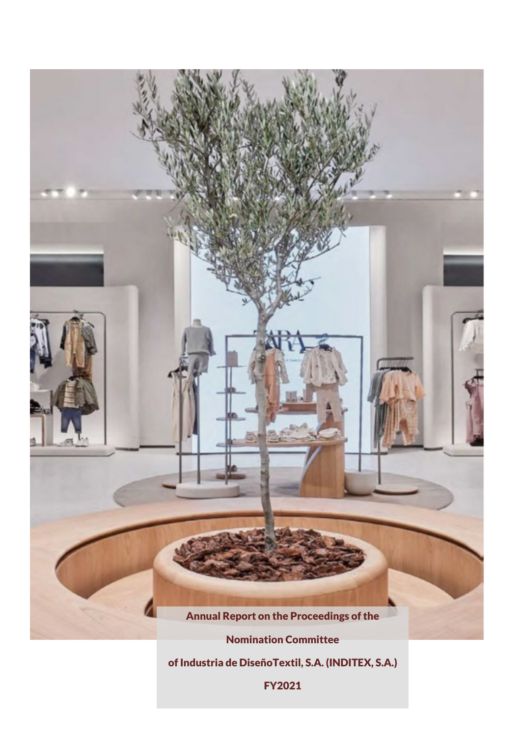# Annual Report on the Proceedings of the Nomination Committee of Industria de DiseñoTextil, S.A. (INDITEX, S.A.)

## FY2021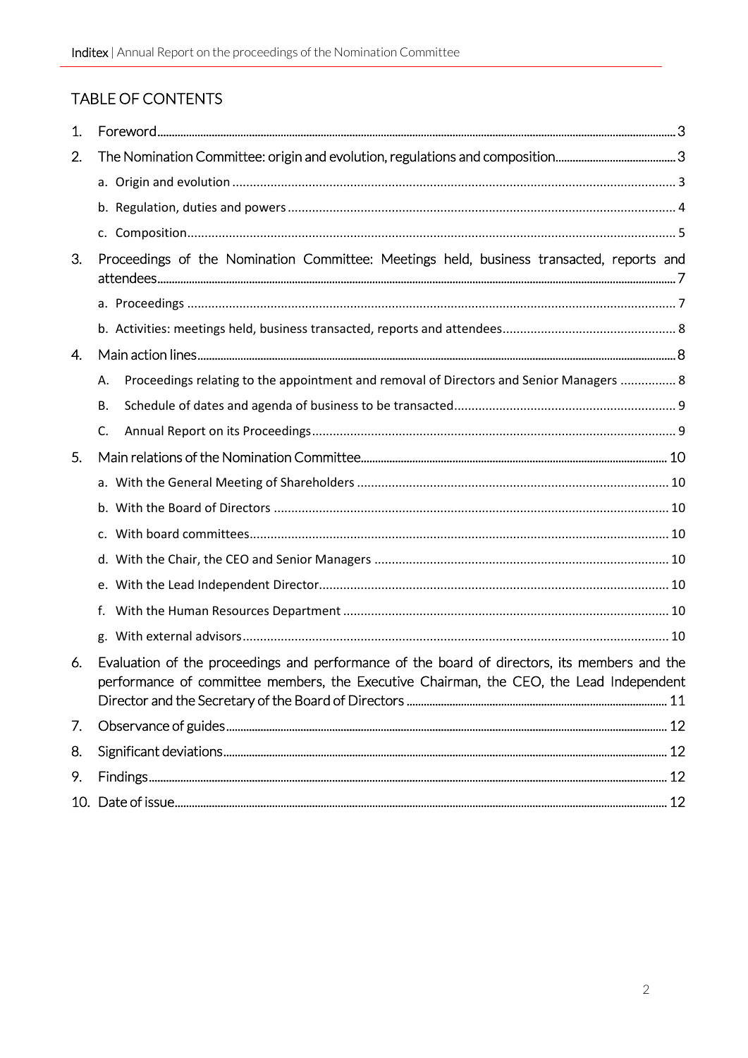## TABLE OF CONTENTS

1. Foreword ... 3
2. The Nomination Committee: origin and evolution, regulations and composition ... 3
   - a. Origin and evolution ... 3
   - b. Regulation, duties and powers ... 4
   - c. Composition ... 5
3. Proceedings of the Nomination Committee: Meetings held, business transacted, reports and attendees ... 7
   - a. Proceedings ... 7
   - b. Activities: meetings held, business transacted, reports and attendees ... 8
4. Main action lines ... 8
   - A. Proceedings relating to the appointment and removal of Directors and Senior Managers ... 8
   - B. Schedule of dates and agenda of business to be transacted ... 9
   - C. Annual Report on its Proceedings ... 9
5. Main relations of the Nomination Committee ... 10
   - a. With the General Meeting of Shareholders ... 10
   - b. With the Board of Directors ... 10
   - c. With board committees ... 10
   - d. With the Chair, the CEO and Senior Managers ... 10
   - e. With the Lead Independent Director ... 10
   - f. With the Human Resources Department ... 10
   - g. With external advisors ... 10
6. Evaluation of the proceedings and performance of the board of directors, its members and the performance of committee members, the Executive Chairman, the CEO, the Lead Independent Director and the Secretary of the Board of Directors ... 11
7. Observance of guides ... 12
8. Significant deviations ... 12
9. Findings ... 12
10. Date of issue ... 12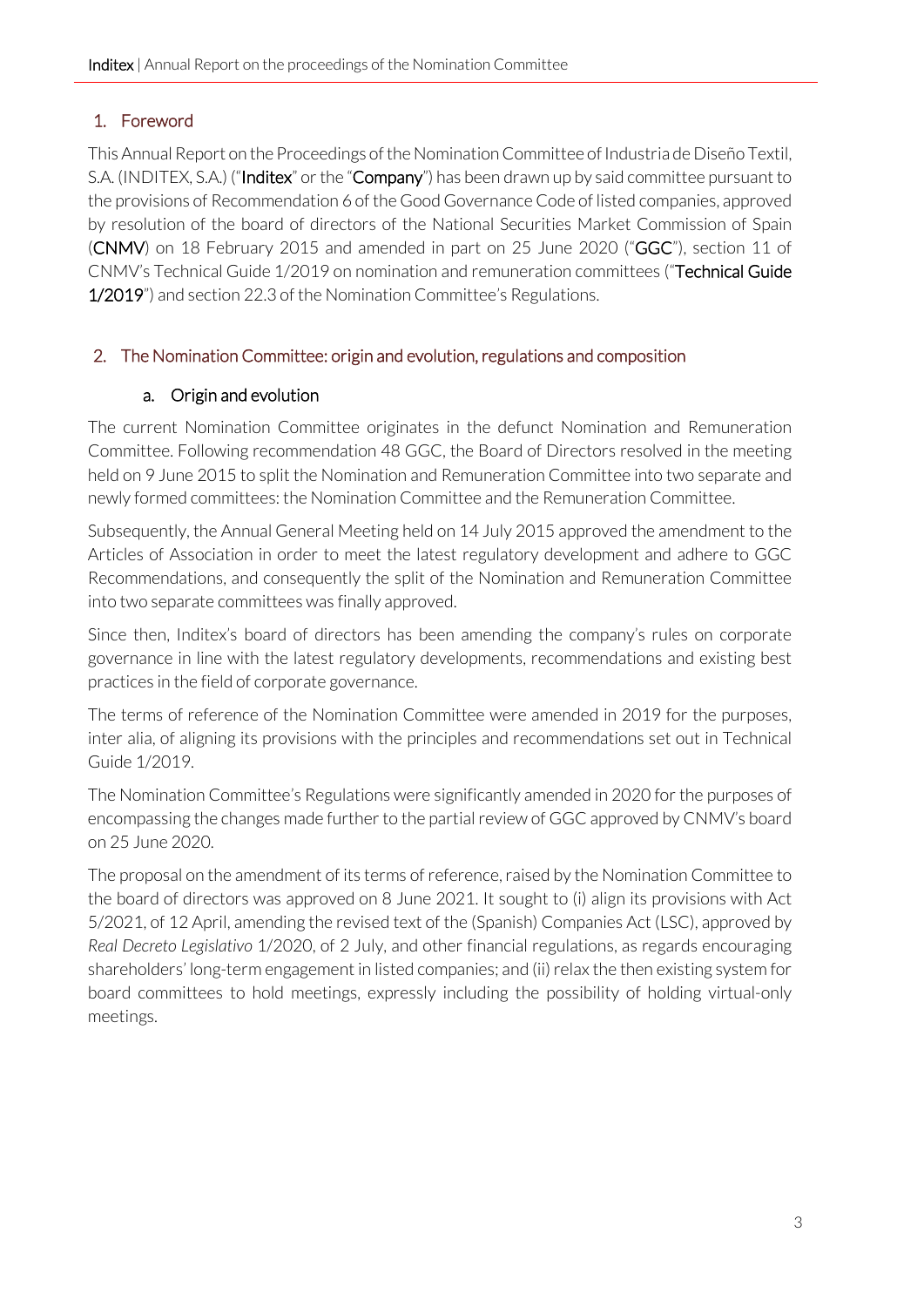## 1. Foreword

This Annual Report on the Proceedings of the Nomination Committee of Industria de Diseño Textil, S.A. (INDITEX, S.A.) ("**Inditex**" or the "**Company**") has been drawn up by said committee pursuant to the provisions of Recommendation 6 of the Good Governance Code of listed companies, approved by resolution of the board of directors of the National Securities Market Commission of Spain (**CNMV**) on 18 February 2015 and amended in part on 25 June 2020 ("**GGC**"), section 11 of CNMV's Technical Guide 1/2019 on nomination and remuneration committees ("**Technical Guide 1/2019**") and section 22.3 of the Nomination Committee's Regulations.

## 2. The Nomination Committee: origin and evolution, regulations and composition

### a. Origin and evolution

The current Nomination Committee originates in the defunct Nomination and Remuneration Committee. Following recommendation 48 GGC, the Board of Directors resolved in the meeting held on 9 June 2015 to split the Nomination and Remuneration Committee into two separate and newly formed committees: the Nomination Committee and the Remuneration Committee.

Subsequently, the Annual General Meeting held on 14 July 2015 approved the amendment to the Articles of Association in order to meet the latest regulatory development and adhere to GGC Recommendations, and consequently the split of the Nomination and Remuneration Committee into two separate committees was finally approved.

Since then, Inditex's board of directors has been amending the company's rules on corporate governance in line with the latest regulatory developments, recommendations and existing best practices in the field of corporate governance.

The terms of reference of the Nomination Committee were amended in 2019 for the purposes, inter alia, of aligning its provisions with the principles and recommendations set out in Technical Guide 1/2019.

The Nomination Committee's Regulations were significantly amended in 2020 for the purposes of encompassing the changes made further to the partial review of GGC approved by CNMV's board on 25 June 2020.

The proposal on the amendment of its terms of reference, raised by the Nomination Committee to the board of directors was approved on 8 June 2021. It sought to (i) align its provisions with Act 5/2021, of 12 April, amending the revised text of the (Spanish) Companies Act (LSC), approved by *Real Decreto Legislativo* 1/2020, of 2 July, and other financial regulations, as regards encouraging shareholders' long-term engagement in listed companies; and (ii) relax the then existing system for board committees to hold meetings, expressly including the possibility of holding virtual-only meetings.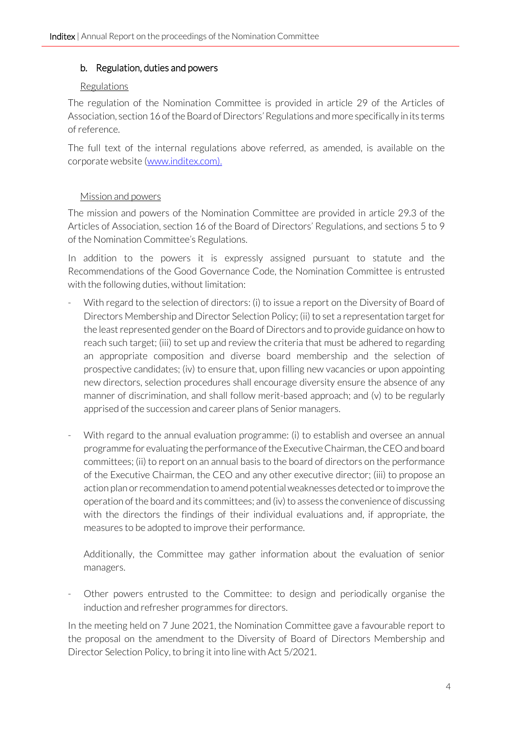### b. Regulation, duties and powers

Regulations

The regulation of the Nomination Committee is provided in article 29 of the Articles of Association, section 16 of the Board of Directors' Regulations and more specifically in its terms of reference.

The full text of the internal regulations above referred, as amended, is available on the corporate website (www.inditex.com).

Mission and powers

The mission and powers of the Nomination Committee are provided in article 29.3 of the Articles of Association, section 16 of the Board of Directors' Regulations, and sections 5 to 9 of the Nomination Committee's Regulations.

In addition to the powers it is expressly assigned pursuant to statute and the Recommendations of the Good Governance Code, the Nomination Committee is entrusted with the following duties, without limitation:

- With regard to the selection of directors: (i) to issue a report on the Diversity of Board of Directors Membership and Director Selection Policy; (ii) to set a representation target for the least represented gender on the Board of Directors and to provide guidance on how to reach such target; (iii) to set up and review the criteria that must be adhered to regarding an appropriate composition and diverse board membership and the selection of prospective candidates; (iv) to ensure that, upon filling new vacancies or upon appointing new directors, selection procedures shall encourage diversity ensure the absence of any manner of discrimination, and shall follow merit-based approach; and (v) to be regularly apprised of the succession and career plans of Senior managers.

- With regard to the annual evaluation programme: (i) to establish and oversee an annual programme for evaluating the performance of the Executive Chairman, the CEO and board committees; (ii) to report on an annual basis to the board of directors on the performance of the Executive Chairman, the CEO and any other executive director; (iii) to propose an action plan or recommendation to amend potential weaknesses detected or to improve the operation of the board and its committees; and (iv) to assess the convenience of discussing with the directors the findings of their individual evaluations and, if appropriate, the measures to be adopted to improve their performance.

  Additionally, the Committee may gather information about the evaluation of senior managers.

- Other powers entrusted to the Committee: to design and periodically organise the induction and refresher programmes for directors.

In the meeting held on 7 June 2021, the Nomination Committee gave a favourable report to the proposal on the amendment to the Diversity of Board of Directors Membership and Director Selection Policy, to bring it into line with Act 5/2021.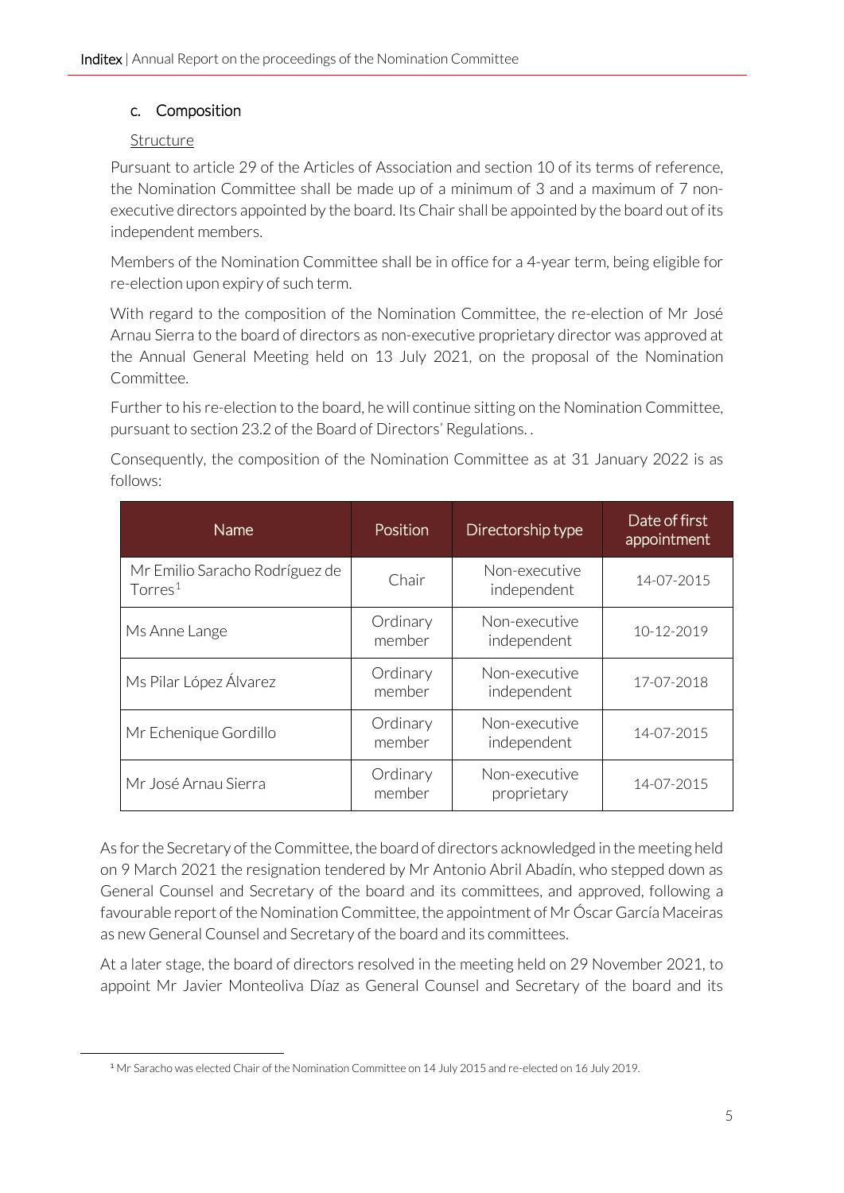### c. Composition

Structure

Pursuant to article 29 of the Articles of Association and section 10 of its terms of reference, the Nomination Committee shall be made up of a minimum of 3 and a maximum of 7 non-executive directors appointed by the board. Its Chair shall be appointed by the board out of its independent members.

Members of the Nomination Committee shall be in office for a 4-year term, being eligible for re-election upon expiry of such term.

With regard to the composition of the Nomination Committee, the re-election of Mr José Arnau Sierra to the board of directors as non-executive proprietary director was approved at the Annual General Meeting held on 13 July 2021, on the proposal of the Nomination Committee.

Further to his re-election to the board, he will continue sitting on the Nomination Committee, pursuant to section 23.2 of the Board of Directors' Regulations. .

Consequently, the composition of the Nomination Committee as at 31 January 2022 is as follows:

| Name | Position | Directorship type | Date of first appointment |
|---|---|---|---|
| Mr Emilio Saracho Rodríguez de Torres[1] | Chair | Non-executive independent | 14-07-2015 |
| Ms Anne Lange | Ordinary member | Non-executive independent | 10-12-2019 |
| Ms Pilar López Álvarez | Ordinary member | Non-executive independent | 17-07-2018 |
| Mr Echenique Gordillo | Ordinary member | Non-executive independent | 14-07-2015 |
| Mr José Arnau Sierra | Ordinary member | Non-executive proprietary | 14-07-2015 |

As for the Secretary of the Committee, the board of directors acknowledged in the meeting held on 9 March 2021 the resignation tendered by Mr Antonio Abril Abadín, who stepped down as General Counsel and Secretary of the board and its committees, and approved, following a favourable report of the Nomination Committee, the appointment of Mr Óscar García Maceiras as new General Counsel and Secretary of the board and its committees.

At a later stage, the board of directors resolved in the meeting held on 29 November 2021, to appoint Mr Javier Monteoliva Díaz as General Counsel and Secretary of the board and its

[1] Mr Saracho was elected Chair of the Nomination Committee on 14 July 2015 and re-elected on 16 July 2019.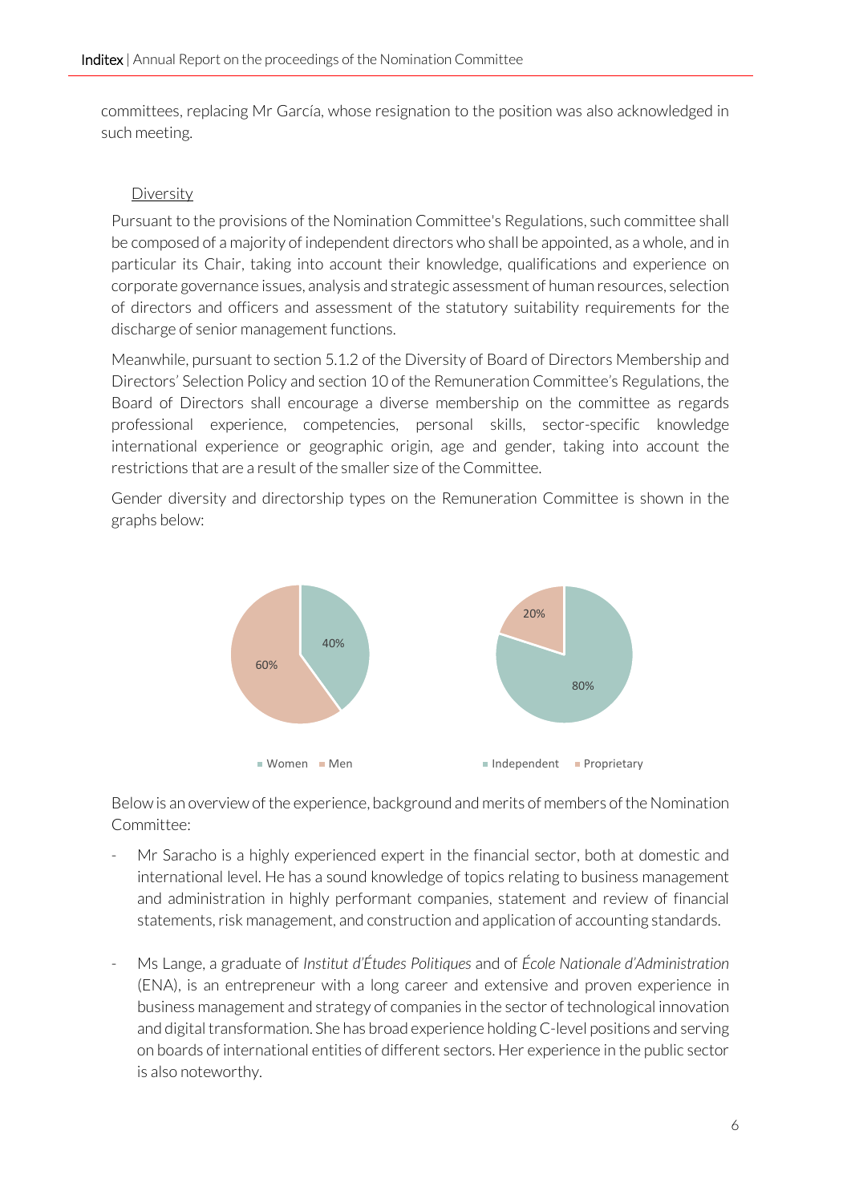committees, replacing Mr García, whose resignation to the position was also acknowledged in such meeting.

Diversity

Pursuant to the provisions of the Nomination Committee's Regulations, such committee shall be composed of a majority of independent directors who shall be appointed, as a whole, and in particular its Chair, taking into account their knowledge, qualifications and experience on corporate governance issues, analysis and strategic assessment of human resources, selection of directors and officers and assessment of the statutory suitability requirements for the discharge of senior management functions.

Meanwhile, pursuant to section 5.1.2 of the Diversity of Board of Directors Membership and Directors' Selection Policy and section 10 of the Remuneration Committee's Regulations, the Board of Directors shall encourage a diverse membership on the committee as regards professional experience, competencies, personal skills, sector-specific knowledge international experience or geographic origin, age and gender, taking into account the restrictions that are a result of the smaller size of the Committee.

Gender diversity and directorship types on the Remuneration Committee is shown in the graphs below:

| Gender | % |
| --- | --- |
| Women | 40% |
| Men | 60% |

| Directorship type | % |
| --- | --- |
| Independent | 80% |
| Proprietary | 20% |

Below is an overview of the experience, background and merits of members of the Nomination Committee:

- Mr Saracho is a highly experienced expert in the financial sector, both at domestic and international level. He has a sound knowledge of topics relating to business management and administration in highly performant companies, statement and review of financial statements, risk management, and construction and application of accounting standards.

- Ms Lange, a graduate of *Institut d'Études Politiques* and of *École Nationale d'Administration* (ENA), is an entrepreneur with a long career and extensive and proven experience in business management and strategy of companies in the sector of technological innovation and digital transformation. She has broad experience holding C-level positions and serving on boards of international entities of different sectors. Her experience in the public sector is also noteworthy.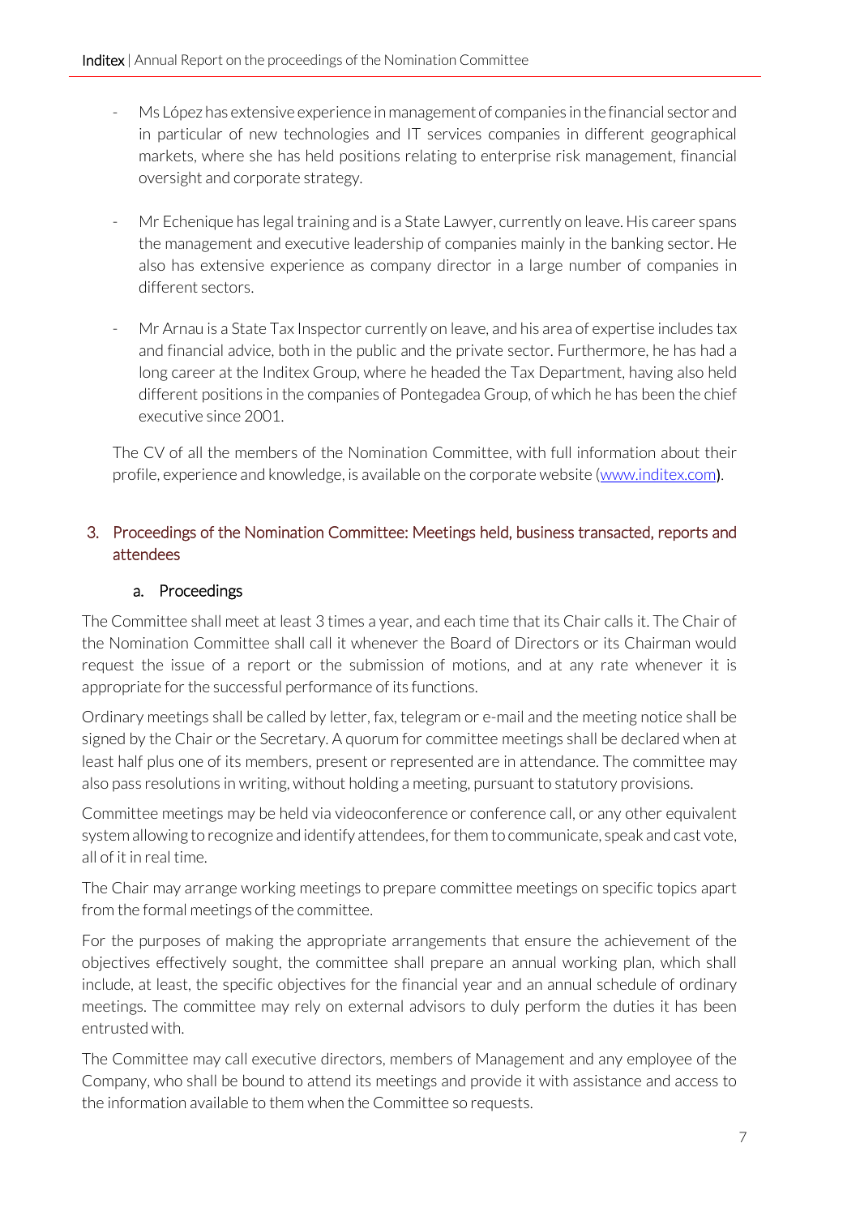- Ms López has extensive experience in management of companies in the financial sector and in particular of new technologies and IT services companies in different geographical markets, where she has held positions relating to enterprise risk management, financial oversight and corporate strategy.

- Mr Echenique has legal training and is a State Lawyer, currently on leave. His career spans the management and executive leadership of companies mainly in the banking sector. He also has extensive experience as company director in a large number of companies in different sectors.

- Mr Arnau is a State Tax Inspector currently on leave, and his area of expertise includes tax and financial advice, both in the public and the private sector. Furthermore, he has had a long career at the Inditex Group, where he headed the Tax Department, having also held different positions in the companies of Pontegadea Group, of which he has been the chief executive since 2001.

The CV of all the members of the Nomination Committee, with full information about their profile, experience and knowledge, is available on the corporate website (www.inditex.com).

## 3. Proceedings of the Nomination Committee: Meetings held, business transacted, reports and attendees

### a. Proceedings

The Committee shall meet at least 3 times a year, and each time that its Chair calls it. The Chair of the Nomination Committee shall call it whenever the Board of Directors or its Chairman would request the issue of a report or the submission of motions, and at any rate whenever it is appropriate for the successful performance of its functions.

Ordinary meetings shall be called by letter, fax, telegram or e-mail and the meeting notice shall be signed by the Chair or the Secretary. A quorum for committee meetings shall be declared when at least half plus one of its members, present or represented are in attendance. The committee may also pass resolutions in writing, without holding a meeting, pursuant to statutory provisions.

Committee meetings may be held via videoconference or conference call, or any other equivalent system allowing to recognize and identify attendees, for them to communicate, speak and cast vote, all of it in real time.

The Chair may arrange working meetings to prepare committee meetings on specific topics apart from the formal meetings of the committee.

For the purposes of making the appropriate arrangements that ensure the achievement of the objectives effectively sought, the committee shall prepare an annual working plan, which shall include, at least, the specific objectives for the financial year and an annual schedule of ordinary meetings. The committee may rely on external advisors to duly perform the duties it has been entrusted with.

The Committee may call executive directors, members of Management and any employee of the Company, who shall be bound to attend its meetings and provide it with assistance and access to the information available to them when the Committee so requests.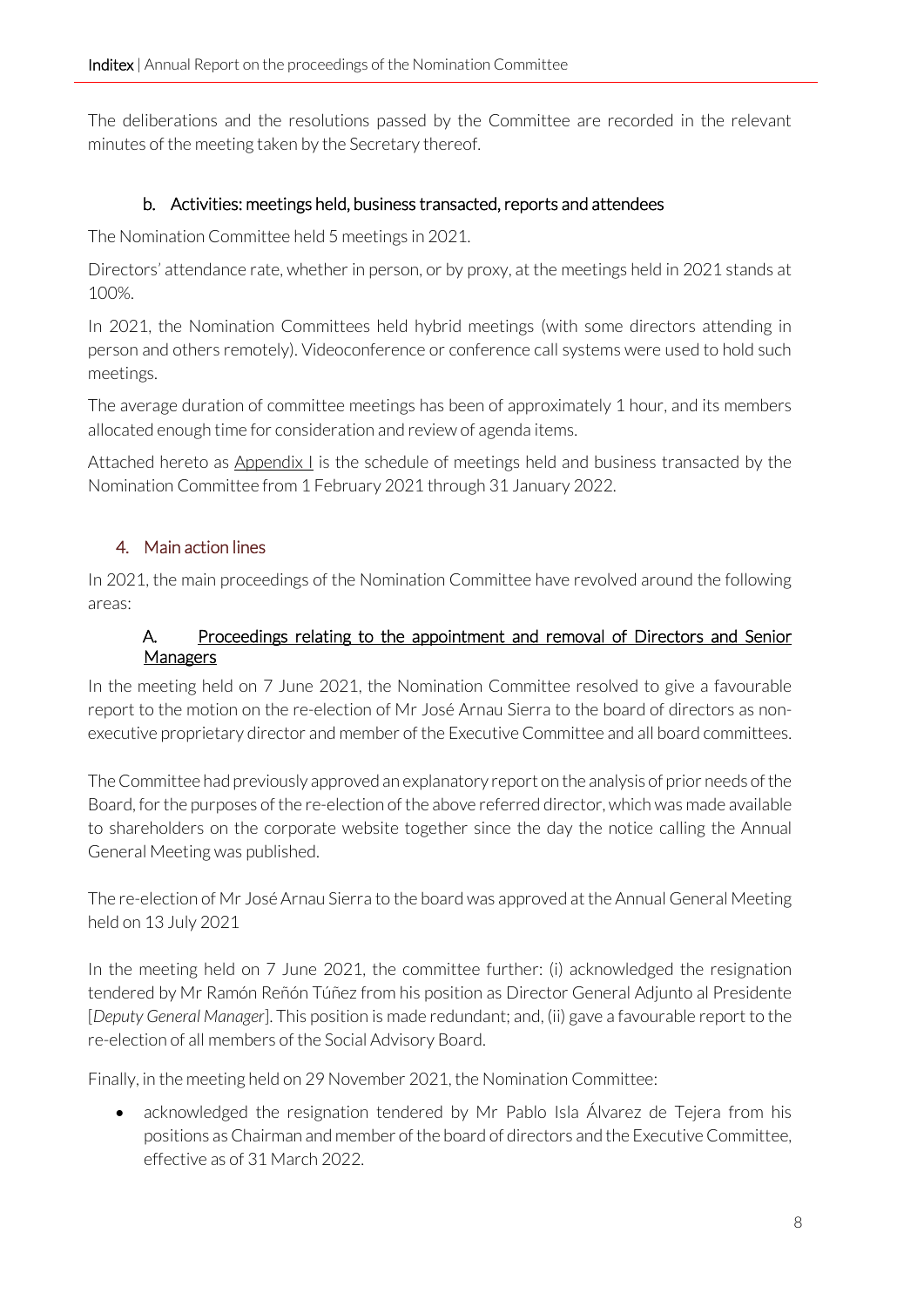The deliberations and the resolutions passed by the Committee are recorded in the relevant minutes of the meeting taken by the Secretary thereof.

### b. Activities: meetings held, business transacted, reports and attendees

The Nomination Committee held 5 meetings in 2021.

Directors' attendance rate, whether in person, or by proxy, at the meetings held in 2021 stands at 100%.

In 2021, the Nomination Committees held hybrid meetings (with some directors attending in person and others remotely). Videoconference or conference call systems were used to hold such meetings.

The average duration of committee meetings has been of approximately 1 hour, and its members allocated enough time for consideration and review of agenda items.

Attached hereto as Appendix I is the schedule of meetings held and business transacted by the Nomination Committee from 1 February 2021 through 31 January 2022.

## 4. Main action lines

In 2021, the main proceedings of the Nomination Committee have revolved around the following areas:

### A. Proceedings relating to the appointment and removal of Directors and Senior Managers

In the meeting held on 7 June 2021, the Nomination Committee resolved to give a favourable report to the motion on the re-election of Mr José Arnau Sierra to the board of directors as non-executive proprietary director and member of the Executive Committee and all board committees.

The Committee had previously approved an explanatory report on the analysis of prior needs of the Board, for the purposes of the re-election of the above referred director, which was made available to shareholders on the corporate website together since the day the notice calling the Annual General Meeting was published.

The re-election of Mr José Arnau Sierra to the board was approved at the Annual General Meeting held on 13 July 2021

In the meeting held on 7 June 2021, the committee further: (i) acknowledged the resignation tendered by Mr Ramón Reñón Túñez from his position as Director General Adjunto al Presidente [*Deputy General Manager*]. This position is made redundant; and, (ii) gave a favourable report to the re-election of all members of the Social Advisory Board.

Finally, in the meeting held on 29 November 2021, the Nomination Committee:

- acknowledged the resignation tendered by Mr Pablo Isla Álvarez de Tejera from his positions as Chairman and member of the board of directors and the Executive Committee, effective as of 31 March 2022.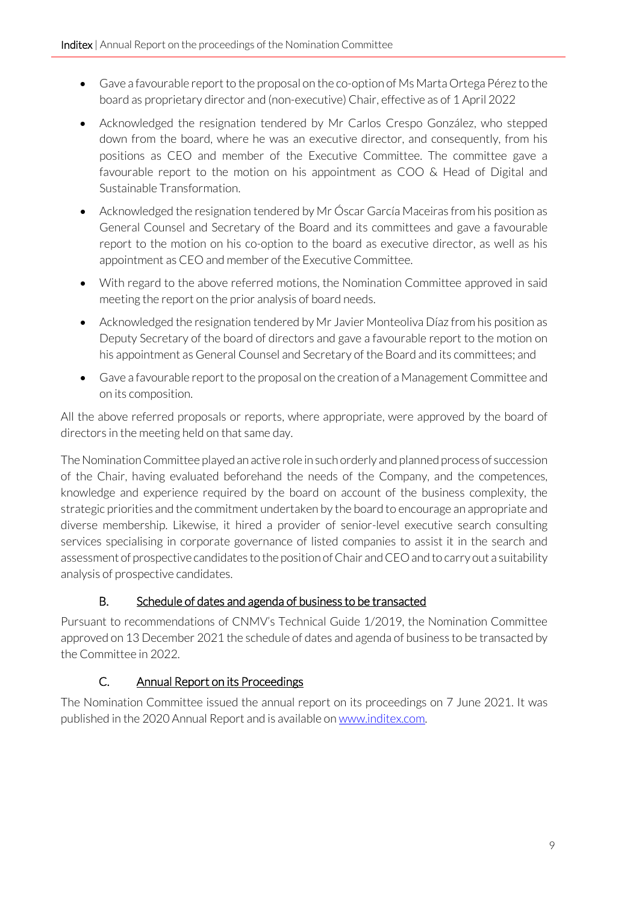- Gave a favourable report to the proposal on the co-option of Ms Marta Ortega Pérez to the board as proprietary director and (non-executive) Chair, effective as of 1 April 2022
- Acknowledged the resignation tendered by Mr Carlos Crespo González, who stepped down from the board, where he was an executive director, and consequently, from his positions as CEO and member of the Executive Committee. The committee gave a favourable report to the motion on his appointment as COO & Head of Digital and Sustainable Transformation.
- Acknowledged the resignation tendered by Mr Óscar García Maceiras from his position as General Counsel and Secretary of the Board and its committees and gave a favourable report to the motion on his co-option to the board as executive director, as well as his appointment as CEO and member of the Executive Committee.
- With regard to the above referred motions, the Nomination Committee approved in said meeting the report on the prior analysis of board needs.
- Acknowledged the resignation tendered by Mr Javier Monteoliva Díaz from his position as Deputy Secretary of the board of directors and gave a favourable report to the motion on his appointment as General Counsel and Secretary of the Board and its committees; and
- Gave a favourable report to the proposal on the creation of a Management Committee and on its composition.

All the above referred proposals or reports, where appropriate, were approved by the board of directors in the meeting held on that same day.

The Nomination Committee played an active role in such orderly and planned process of succession of the Chair, having evaluated beforehand the needs of the Company, and the competences, knowledge and experience required by the board on account of the business complexity, the strategic priorities and the commitment undertaken by the board to encourage an appropriate and diverse membership. Likewise, it hired a provider of senior-level executive search consulting services specialising in corporate governance of listed companies to assist it in the search and assessment of prospective candidates to the position of Chair and CEO and to carry out a suitability analysis of prospective candidates.

### B. Schedule of dates and agenda of business to be transacted

Pursuant to recommendations of CNMV's Technical Guide 1/2019, the Nomination Committee approved on 13 December 2021 the schedule of dates and agenda of business to be transacted by the Committee in 2022.

### C. Annual Report on its Proceedings

The Nomination Committee issued the annual report on its proceedings on 7 June 2021. It was published in the 2020 Annual Report and is available on www.inditex.com.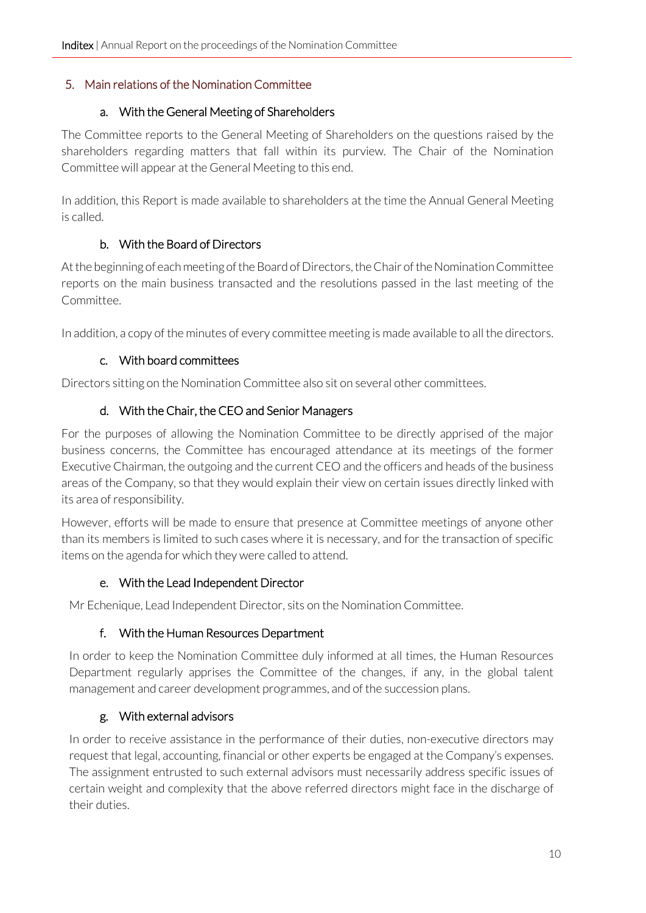## 5. Main relations of the Nomination Committee

### a. With the General Meeting of Shareholders

The Committee reports to the General Meeting of Shareholders on the questions raised by the shareholders regarding matters that fall within its purview. The Chair of the Nomination Committee will appear at the General Meeting to this end.

In addition, this Report is made available to shareholders at the time the Annual General Meeting is called.

### b. With the Board of Directors

At the beginning of each meeting of the Board of Directors, the Chair of the Nomination Committee reports on the main business transacted and the resolutions passed in the last meeting of the Committee.

In addition, a copy of the minutes of every committee meeting is made available to all the directors.

### c. With board committees

Directors sitting on the Nomination Committee also sit on several other committees.

### d. With the Chair, the CEO and Senior Managers

For the purposes of allowing the Nomination Committee to be directly apprised of the major business concerns, the Committee has encouraged attendance at its meetings of the former Executive Chairman, the outgoing and the current CEO and the officers and heads of the business areas of the Company, so that they would explain their view on certain issues directly linked with its area of responsibility.

However, efforts will be made to ensure that presence at Committee meetings of anyone other than its members is limited to such cases where it is necessary, and for the transaction of specific items on the agenda for which they were called to attend.

### e. With the Lead Independent Director

Mr Echenique, Lead Independent Director, sits on the Nomination Committee.

### f. With the Human Resources Department

In order to keep the Nomination Committee duly informed at all times, the Human Resources Department regularly apprises the Committee of the changes, if any, in the global talent management and career development programmes, and of the succession plans.

### g. With external advisors

In order to receive assistance in the performance of their duties, non-executive directors may request that legal, accounting, financial or other experts be engaged at the Company's expenses. The assignment entrusted to such external advisors must necessarily address specific issues of certain weight and complexity that the above referred directors might face in the discharge of their duties.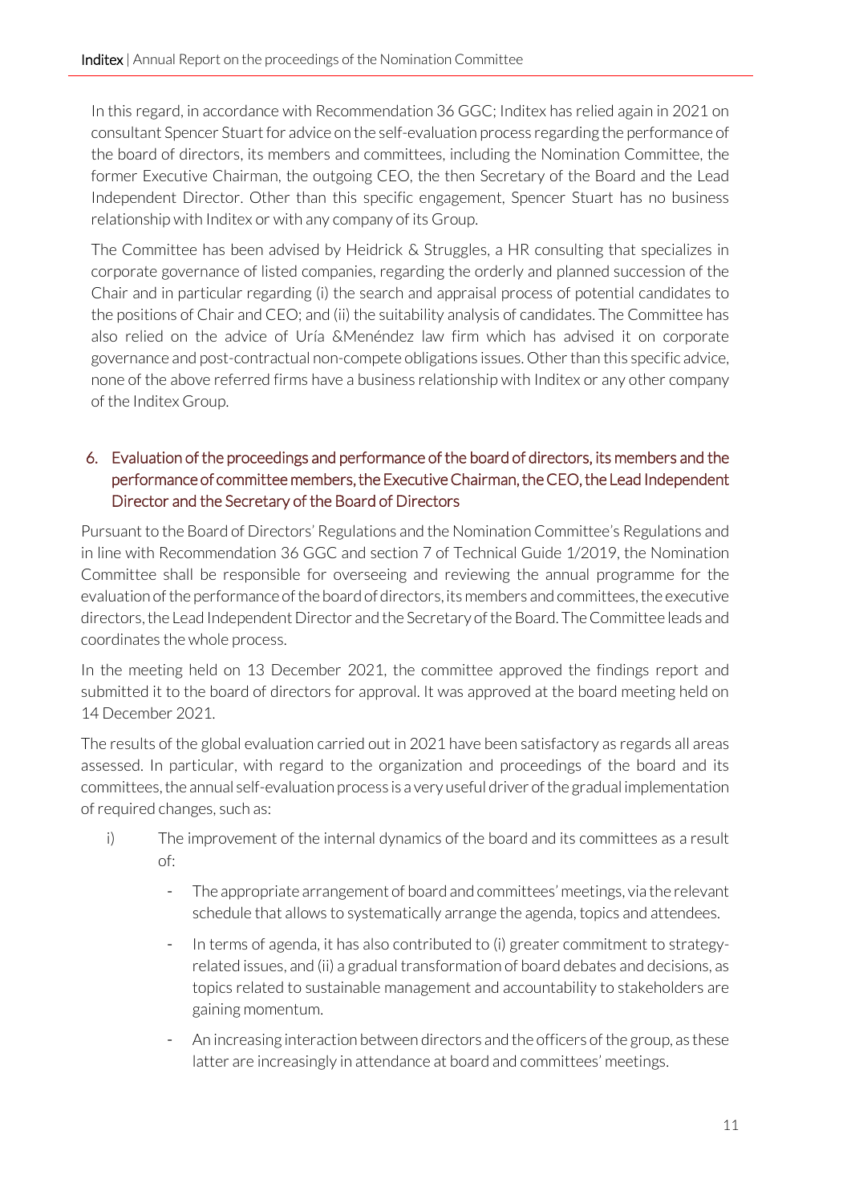In this regard, in accordance with Recommendation 36 GGC; Inditex has relied again in 2021 on consultant Spencer Stuart for advice on the self-evaluation process regarding the performance of the board of directors, its members and committees, including the Nomination Committee, the former Executive Chairman, the outgoing CEO, the then Secretary of the Board and the Lead Independent Director. Other than this specific engagement, Spencer Stuart has no business relationship with Inditex or with any company of its Group.

The Committee has been advised by Heidrick & Struggles, a HR consulting that specializes in corporate governance of listed companies, regarding the orderly and planned succession of the Chair and in particular regarding (i) the search and appraisal process of potential candidates to the positions of Chair and CEO; and (ii) the suitability analysis of candidates. The Committee has also relied on the advice of Uría &Menéndez law firm which has advised it on corporate governance and post-contractual non-compete obligations issues. Other than this specific advice, none of the above referred firms have a business relationship with Inditex or any other company of the Inditex Group.

## 6. Evaluation of the proceedings and performance of the board of directors, its members and the performance of committee members, the Executive Chairman, the CEO, the Lead Independent Director and the Secretary of the Board of Directors

Pursuant to the Board of Directors' Regulations and the Nomination Committee's Regulations and in line with Recommendation 36 GGC and section 7 of Technical Guide 1/2019, the Nomination Committee shall be responsible for overseeing and reviewing the annual programme for the evaluation of the performance of the board of directors, its members and committees, the executive directors, the Lead Independent Director and the Secretary of the Board. The Committee leads and coordinates the whole process.

In the meeting held on 13 December 2021, the committee approved the findings report and submitted it to the board of directors for approval. It was approved at the board meeting held on 14 December 2021.

The results of the global evaluation carried out in 2021 have been satisfactory as regards all areas assessed. In particular, with regard to the organization and proceedings of the board and its committees, the annual self-evaluation process is a very useful driver of the gradual implementation of required changes, such as:

i) The improvement of the internal dynamics of the board and its committees as a result of:

- The appropriate arrangement of board and committees' meetings, via the relevant schedule that allows to systematically arrange the agenda, topics and attendees.
- In terms of agenda, it has also contributed to (i) greater commitment to strategy-related issues, and (ii) a gradual transformation of board debates and decisions, as topics related to sustainable management and accountability to stakeholders are gaining momentum.
- An increasing interaction between directors and the officers of the group, as these latter are increasingly in attendance at board and committees' meetings.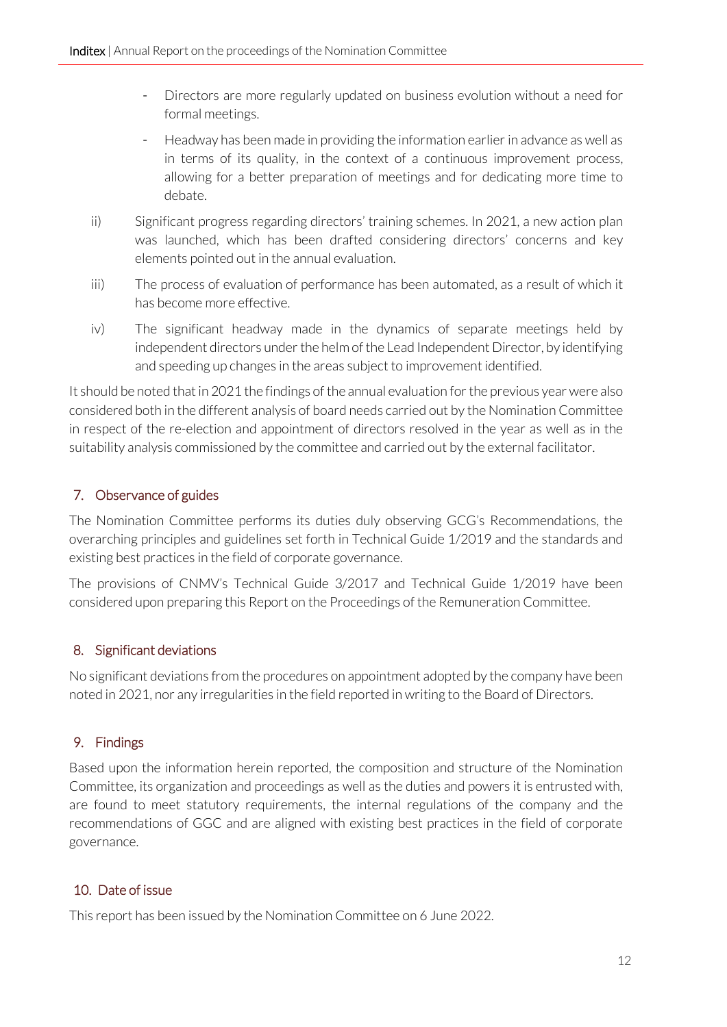- Directors are more regularly updated on business evolution without a need for formal meetings.
- Headway has been made in providing the information earlier in advance as well as in terms of its quality, in the context of a continuous improvement process, allowing for a better preparation of meetings and for dedicating more time to debate.

ii) Significant progress regarding directors' training schemes. In 2021, a new action plan was launched, which has been drafted considering directors' concerns and key elements pointed out in the annual evaluation.

iii) The process of evaluation of performance has been automated, as a result of which it has become more effective.

iv) The significant headway made in the dynamics of separate meetings held by independent directors under the helm of the Lead Independent Director, by identifying and speeding up changes in the areas subject to improvement identified.

It should be noted that in 2021 the findings of the annual evaluation for the previous year were also considered both in the different analysis of board needs carried out by the Nomination Committee in respect of the re-election and appointment of directors resolved in the year as well as in the suitability analysis commissioned by the committee and carried out by the external facilitator.

## 7. Observance of guides

The Nomination Committee performs its duties duly observing GCG's Recommendations, the overarching principles and guidelines set forth in Technical Guide 1/2019 and the standards and existing best practices in the field of corporate governance.

The provisions of CNMV's Technical Guide 3/2017 and Technical Guide 1/2019 have been considered upon preparing this Report on the Proceedings of the Remuneration Committee.

## 8. Significant deviations

No significant deviations from the procedures on appointment adopted by the company have been noted in 2021, nor any irregularities in the field reported in writing to the Board of Directors.

## 9. Findings

Based upon the information herein reported, the composition and structure of the Nomination Committee, its organization and proceedings as well as the duties and powers it is entrusted with, are found to meet statutory requirements, the internal regulations of the company and the recommendations of GGC and are aligned with existing best practices in the field of corporate governance.

## 10. Date of issue

This report has been issued by the Nomination Committee on 6 June 2022.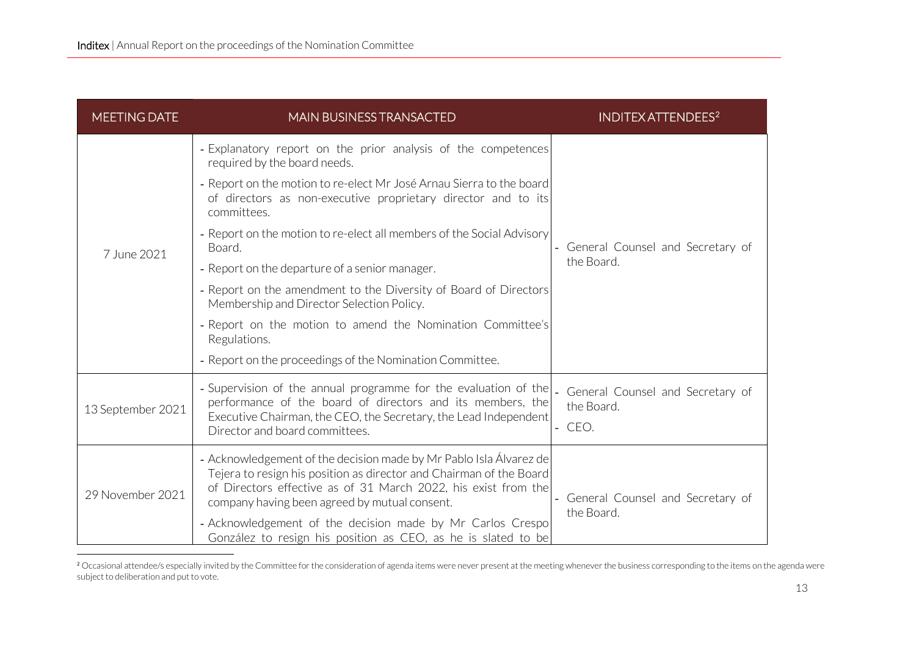| MEETING DATE | MAIN BUSINESS TRANSACTED | INDITEX ATTENDEES[2] |
|---|---|---|
| 7 June 2021 | - Explanatory report on the prior analysis of the competences required by the board needs.<br>- Report on the motion to re-elect Mr José Arnau Sierra to the board of directors as non-executive proprietary director and to its committees.<br>- Report on the motion to re-elect all members of the Social Advisory Board.<br>- Report on the departure of a senior manager.<br>- Report on the amendment to the Diversity of Board of Directors Membership and Director Selection Policy.<br>- Report on the motion to amend the Nomination Committee's Regulations.<br>- Report on the proceedings of the Nomination Committee. | - General Counsel and Secretary of the Board. |
| 13 September 2021 | - Supervision of the annual programme for the evaluation of the performance of the board of directors and its members, the Executive Chairman, the CEO, the Secretary, the Lead Independent Director and board committees. | - General Counsel and Secretary of the Board.<br>- CEO. |
| 29 November 2021 | - Acknowledgement of the decision made by Mr Pablo Isla Álvarez de Tejera to resign his position as director and Chairman of the Board of Directors effective as of 31 March 2022, his exist from the company having been agreed by mutual consent.<br>- Acknowledgement of the decision made by Mr Carlos Crespo González to resign his position as CEO, as he is slated to be | - General Counsel and Secretary of the Board. |

[2] Occasional attendee/s especially invited by the Committee for the consideration of agenda items were never present at the meeting whenever the business corresponding to the items on the agenda were subject to deliberation and put to vote.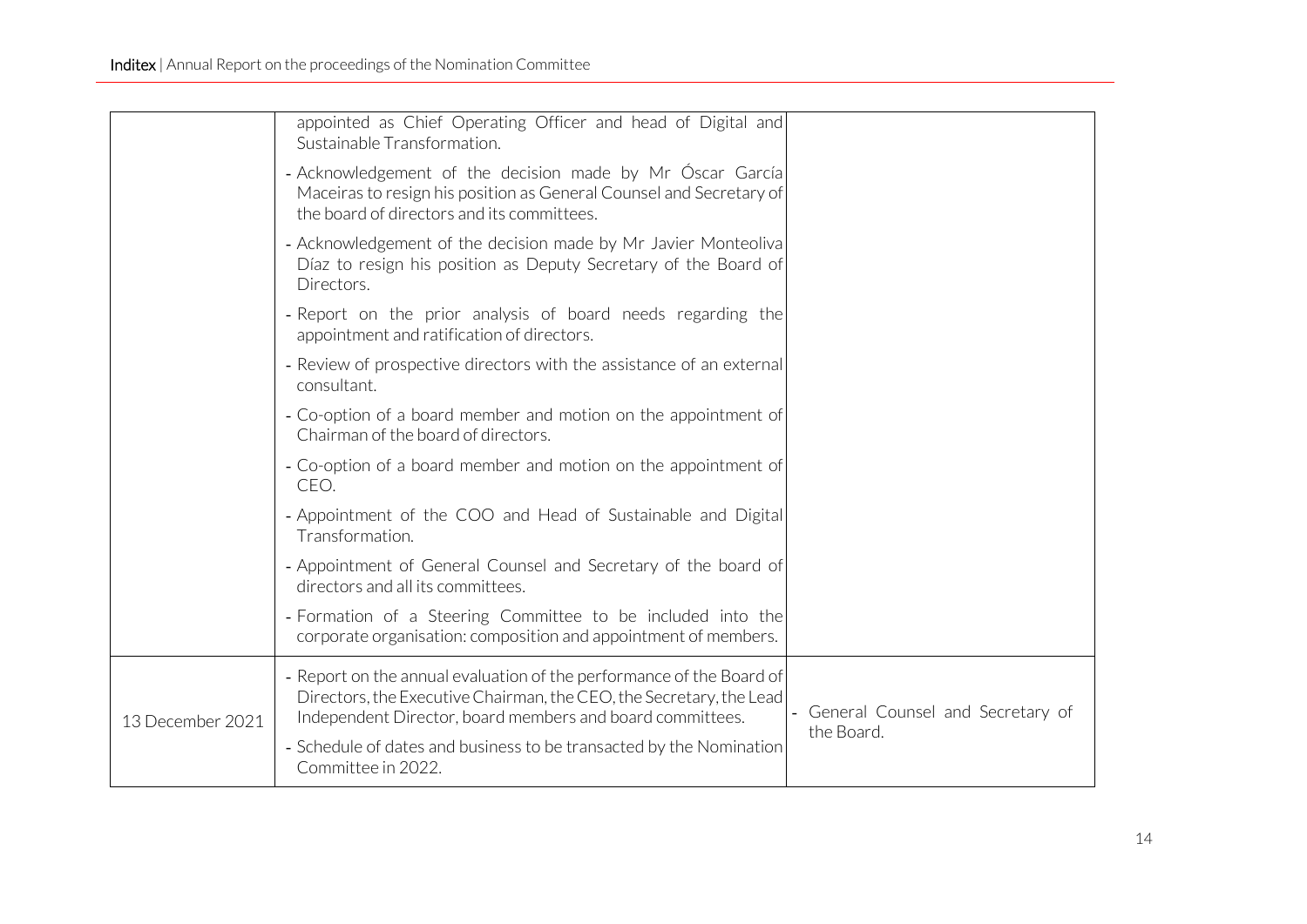| | | |
|---|---|---|
| | appointed as Chief Operating Officer and head of Digital and Sustainable Transformation.<br>- Acknowledgement of the decision made by Mr Óscar García Maceiras to resign his position as General Counsel and Secretary of the board of directors and its committees.<br>- Acknowledgement of the decision made by Mr Javier Monteoliva Díaz to resign his position as Deputy Secretary of the Board of Directors.<br>- Report on the prior analysis of board needs regarding the appointment and ratification of directors.<br>- Review of prospective directors with the assistance of an external consultant.<br>- Co-option of a board member and motion on the appointment of Chairman of the board of directors.<br>- Co-option of a board member and motion on the appointment of CEO.<br>- Appointment of the COO and Head of Sustainable and Digital Transformation.<br>- Appointment of General Counsel and Secretary of the board of directors and all its committees.<br>- Formation of a Steering Committee to be included into the corporate organisation: composition and appointment of members. | |
| 13 December 2021 | - Report on the annual evaluation of the performance of the Board of Directors, the Executive Chairman, the CEO, the Secretary, the Lead Independent Director, board members and board committees.<br>- Schedule of dates and business to be transacted by the Nomination Committee in 2022. | - General Counsel and Secretary of the Board. |